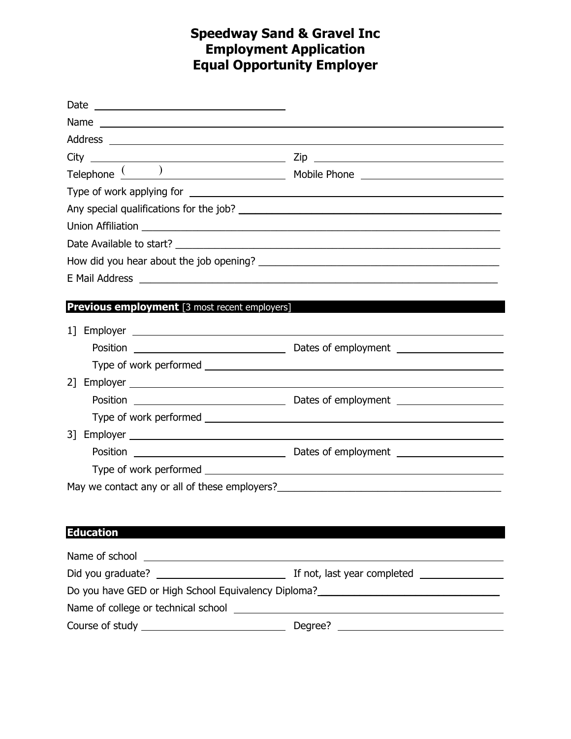# Speedway Sand & Gravel Inc
# Employment Application
# Equal Opportunity Employer

Date ______________________________

Name ______________________________________________________________

Address ______________________________________________________________

City ______________________________ Zip ______________________________

Telephone ( ) ______________________ Mobile Phone ______________________

Type of work applying for ______________________________________________________________

Any special qualifications for the job? ______________________________________________

Union Affiliation ______________________________________________________________

Date Available to start? ______________________________________________________________

How did you hear about the job opening? ______________________________________________

E Mail Address ______________________________________________________________

## Previous employment [3 most recent employers]

1] Employer ______________________________________________________________

Position ______________________ Dates of employment ______________________

Type of work performed ______________________________________________________________

2] Employer ______________________________________________________________

Position ______________________ Dates of employment ______________________

Type of work performed ______________________________________________________________

3] Employer ______________________________________________________________

Position ______________________ Dates of employment ______________________

Type of work performed ______________________________________________________________

May we contact any or all of these employers? ______________________________________________

## Education

Name of school ______________________________________________________________

Did you graduate? ______________________ If not, last year completed ______________

Do you have GED or High School Equivalency Diploma? ______________________________

Name of college or technical school ______________________________________________

Course of study ______________________ Degree? ______________________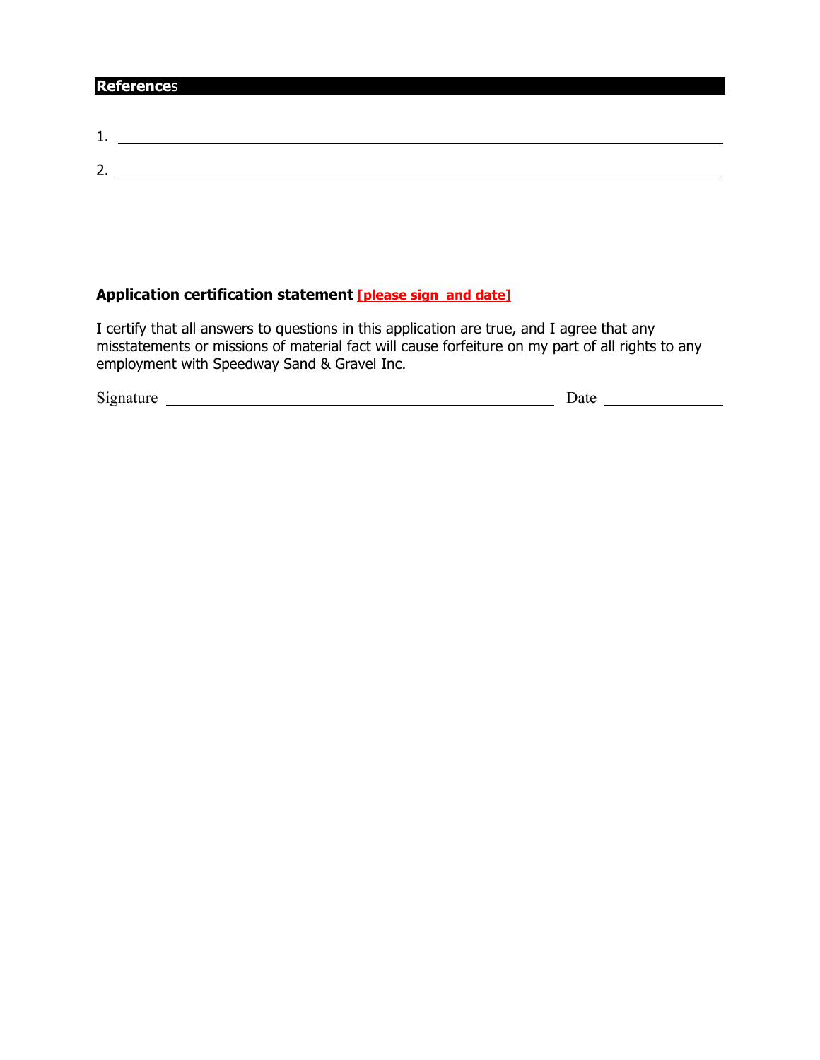## References

1. ______________________________________________________________

2. ______________________________________________________________

**Application certification statement** **[please sign  and date]**

I certify that all answers to questions in this application are true, and I agree that any misstatements or missions of material fact will cause forfeiture on my part of all rights to any employment with Speedway Sand & Gravel Inc.

Signature ________________________________________ Date ______________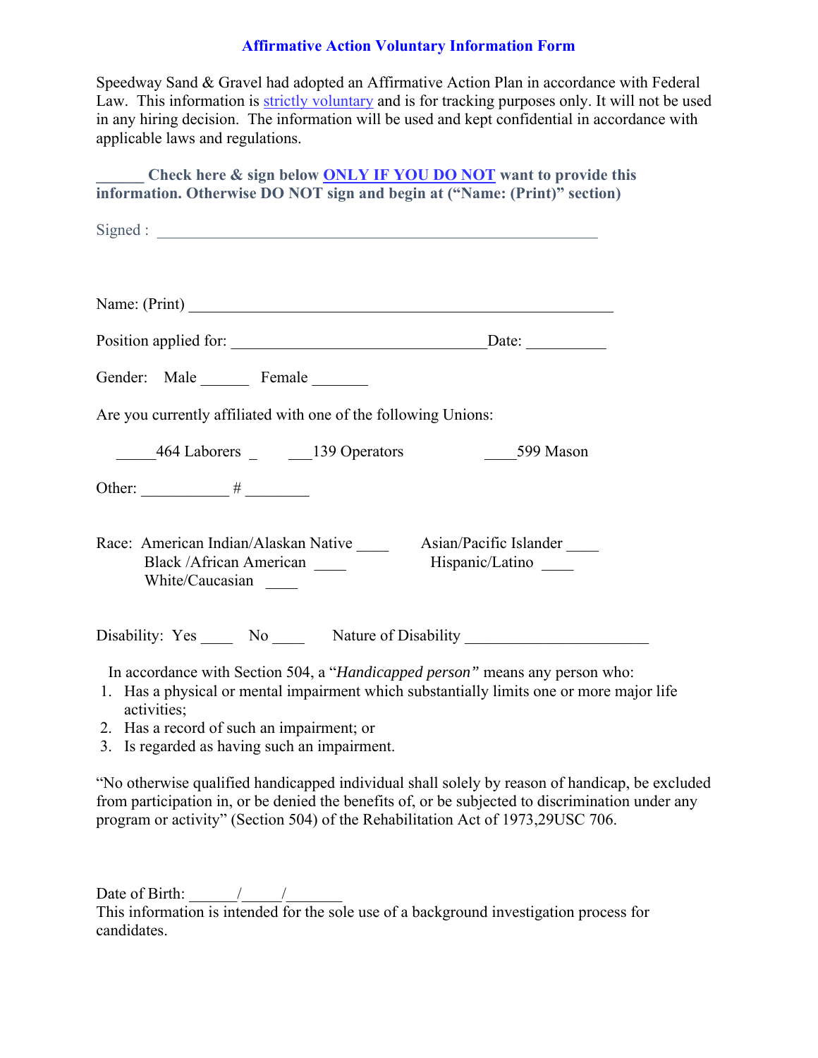## Affirmative Action Voluntary Information Form

Speedway Sand & Gravel had adopted an Affirmative Action Plan in accordance with Federal Law. This information is strictly voluntary and is for tracking purposes only. It will not be used in any hiring decision. The information will be used and kept confidential in accordance with applicable laws and regulations.

**______ Check here & sign below ONLY IF YOU DO NOT want to provide this information. Otherwise DO NOT sign and begin at ("Name: (Print)" section)**

Signed : ________________________________________________________

Name: (Print) ______________________________________________________

Position applied for: _________________________________Date: __________

Gender: Male ______ Female _______

Are you currently affiliated with one of the following Unions:

_____464 Laborers _ ___139 Operators ____599 Mason

Other: ___________ # ________

Race: American Indian/Alaskan Native ____ Asian/Pacific Islander ____
Black /African American ____ Hispanic/Latino ____
White/Caucasian ____

Disability: Yes ____ No ____ Nature of Disability _______________________

In accordance with Section 504, a "*Handicapped person"* means any person who:

1. Has a physical or mental impairment which substantially limits one or more major life activities;
2. Has a record of such an impairment; or
3. Is regarded as having such an impairment.

"No otherwise qualified handicapped individual shall solely by reason of handicap, be excluded from participation in, or be denied the benefits of, or be subjected to discrimination under any program or activity" (Section 504) of the Rehabilitation Act of 1973,29USC 706.

Date of Birth: ______/_____/_______
This information is intended for the sole use of a background investigation process for candidates.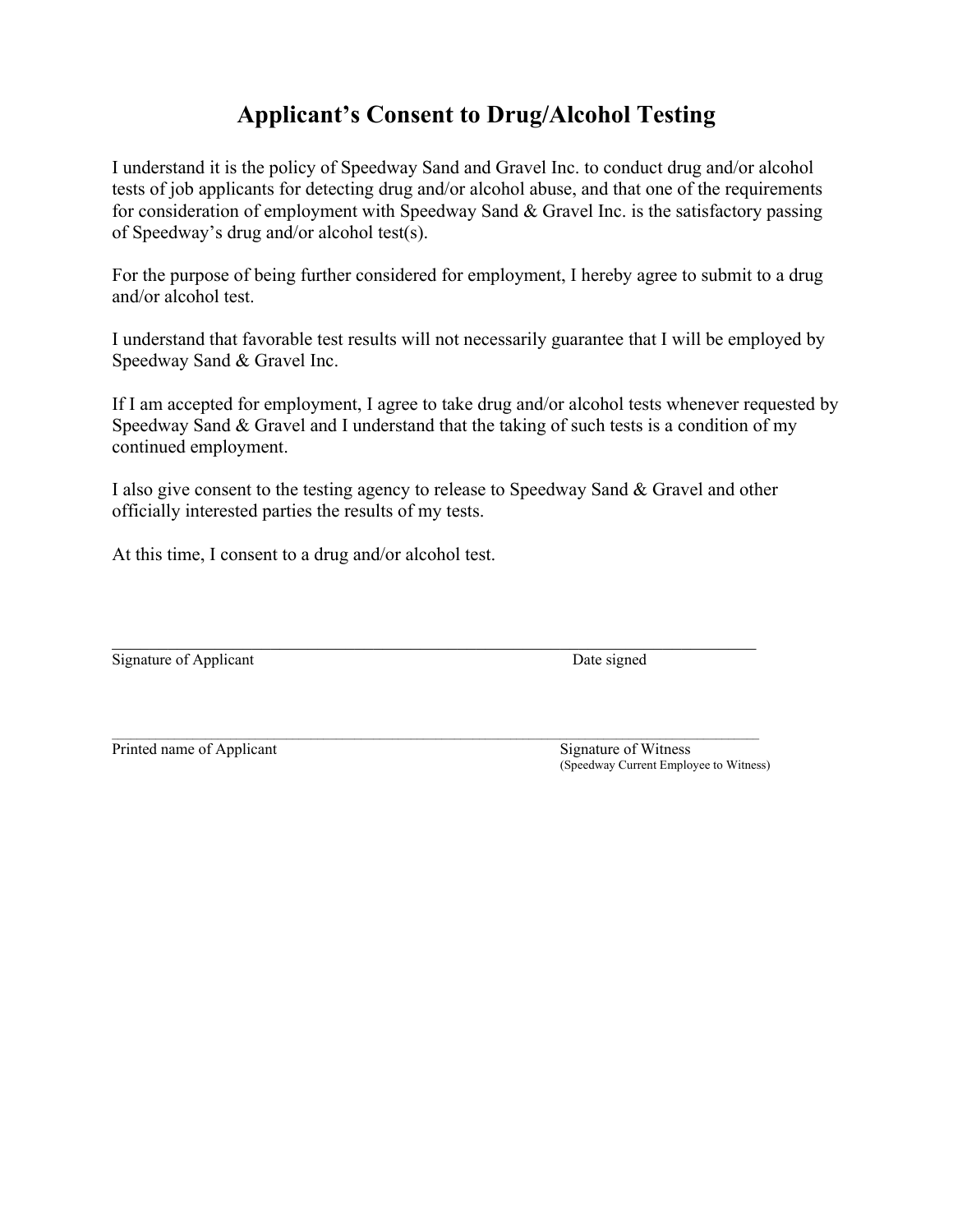# Applicant's Consent to Drug/Alcohol Testing

I understand it is the policy of Speedway Sand and Gravel Inc. to conduct drug and/or alcohol tests of job applicants for detecting drug and/or alcohol abuse, and that one of the requirements for consideration of employment with Speedway Sand & Gravel Inc. is the satisfactory passing of Speedway's drug and/or alcohol test(s).

For the purpose of being further considered for employment, I hereby agree to submit to a drug and/or alcohol test.

I understand that favorable test results will not necessarily guarantee that I will be employed by Speedway Sand & Gravel Inc.

If I am accepted for employment, I agree to take drug and/or alcohol tests whenever requested by Speedway Sand & Gravel and I understand that the taking of such tests is a condition of my continued employment.

I also give consent to the testing agency to release to Speedway Sand & Gravel and other officially interested parties the results of my tests.

At this time, I consent to a drug and/or alcohol test.

______________________________________________________________________________

Signature of Applicant　　　　　　　　　　　　　　　　　　Date signed

______________________________________________________________________________

Printed name of Applicant　　　　　　　　　　　　　　　　Signature of Witness
(Speedway Current Employee to Witness)